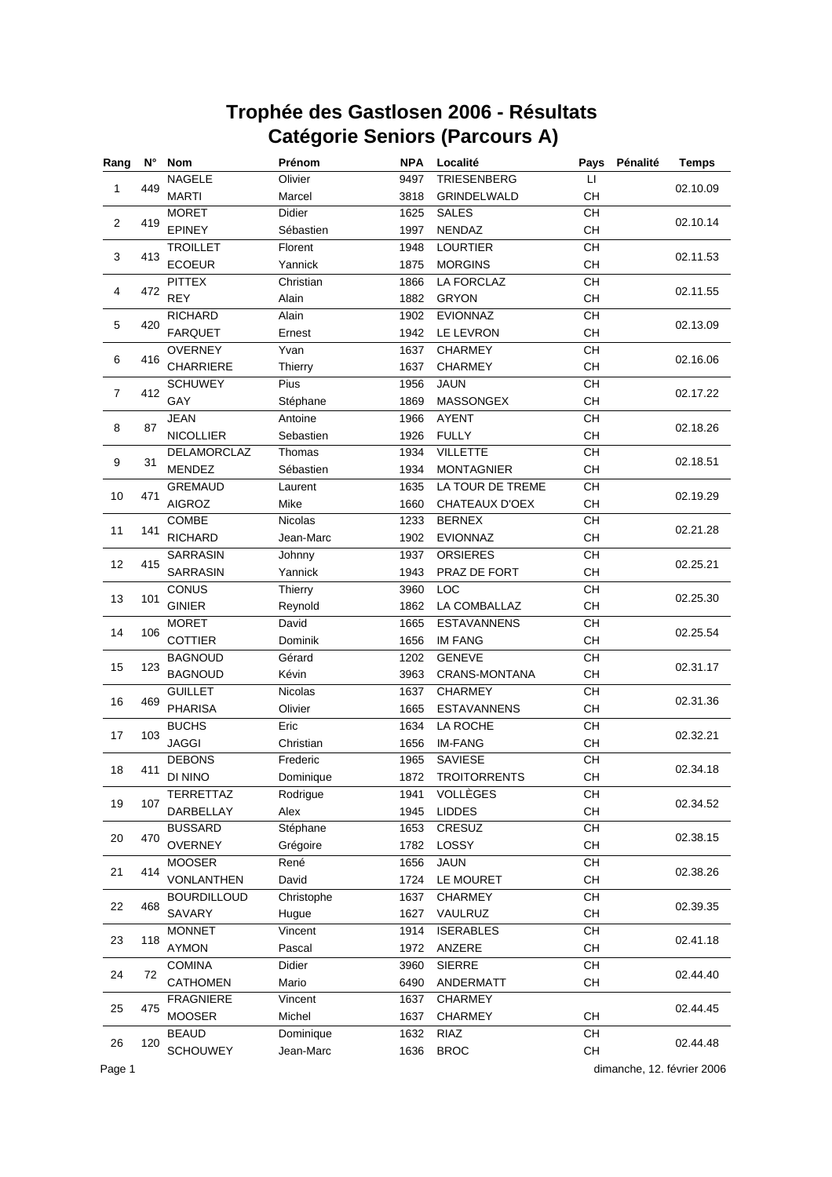# Trophée des Gastlosen 2006 - Résultats
## Catégorie Seniors (Parcours A)

| Rang | N° | Nom | Prénom | NPA | Localité | Pays | Pénalité | Temps |
|---|---|---|---|---|---|---|---|---|
| 1 | 449 | NAGELE | Olivier | 9497 | TRIESENBERG | LI | | 02.10.09 |
| | | MARTI | Marcel | 3818 | GRINDELWALD | CH | | |
| 2 | 419 | MORET | Didier | 1625 | SALES | CH | | 02.10.14 |
| | | EPINEY | Sébastien | 1997 | NENDAZ | CH | | |
| 3 | 413 | TROILLET | Florent | 1948 | LOURTIER | CH | | 02.11.53 |
| | | ECOEUR | Yannick | 1875 | MORGINS | CH | | |
| 4 | 472 | PITTEX | Christian | 1866 | LA FORCLAZ | CH | | 02.11.55 |
| | | REY | Alain | 1882 | GRYON | CH | | |
| 5 | 420 | RICHARD | Alain | 1902 | EVIONNAZ | CH | | 02.13.09 |
| | | FARQUET | Ernest | 1942 | LE LEVRON | CH | | |
| 6 | 416 | OVERNEY | Yvan | 1637 | CHARMEY | CH | | 02.16.06 |
| | | CHARRIERE | Thierry | 1637 | CHARMEY | CH | | |
| 7 | 412 | SCHUWEY | Pius | 1956 | JAUN | CH | | 02.17.22 |
| | | GAY | Stéphane | 1869 | MASSONGEX | CH | | |
| 8 | 87 | JEAN | Antoine | 1966 | AYENT | CH | | 02.18.26 |
| | | NICOLLIER | Sebastien | 1926 | FULLY | CH | | |
| 9 | 31 | DELAMORCLAZ | Thomas | 1934 | VILLETTE | CH | | 02.18.51 |
| | | MENDEZ | Sébastien | 1934 | MONTAGNIER | CH | | |
| 10 | 471 | GREMAUD | Laurent | 1635 | LA TOUR DE TREME | CH | | 02.19.29 |
| | | AIGROZ | Mike | 1660 | CHATEAUX D'OEX | CH | | |
| 11 | 141 | COMBE | Nicolas | 1233 | BERNEX | CH | | 02.21.28 |
| | | RICHARD | Jean-Marc | 1902 | EVIONNAZ | CH | | |
| 12 | 415 | SARRASIN | Johnny | 1937 | ORSIERES | CH | | 02.25.21 |
| | | SARRASIN | Yannick | 1943 | PRAZ DE FORT | CH | | |
| 13 | 101 | CONUS | Thierry | 3960 | LOC | CH | | 02.25.30 |
| | | GINIER | Reynold | 1862 | LA COMBALLAZ | CH | | |
| 14 | 106 | MORET | David | 1665 | ESTAVANNENS | CH | | 02.25.54 |
| | | COTTIER | Dominik | 1656 | IM FANG | CH | | |
| 15 | 123 | BAGNOUD | Gérard | 1202 | GENEVE | CH | | 02.31.17 |
| | | BAGNOUD | Kévin | 3963 | CRANS-MONTANA | CH | | |
| 16 | 469 | GUILLET | Nicolas | 1637 | CHARMEY | CH | | 02.31.36 |
| | | PHARISA | Olivier | 1665 | ESTAVANNENS | CH | | |
| 17 | 103 | BUCHS | Eric | 1634 | LA ROCHE | CH | | 02.32.21 |
| | | JAGGI | Christian | 1656 | IM-FANG | CH | | |
| 18 | 411 | DEBONS | Frederic | 1965 | SAVIESE | CH | | 02.34.18 |
| | | DI NINO | Dominique | 1872 | TROITORRENTS | CH | | |
| 19 | 107 | TERRETTAZ | Rodrigue | 1941 | VOLLÈGES | CH | | 02.34.52 |
| | | DARBELLAY | Alex | 1945 | LIDDES | CH | | |
| 20 | 470 | BUSSARD | Stéphane | 1653 | CRESUZ | CH | | 02.38.15 |
| | | OVERNEY | Grégoire | 1782 | LOSSY | CH | | |
| 21 | 414 | MOOSER | René | 1656 | JAUN | CH | | 02.38.26 |
| | | VONLANTHEN | David | 1724 | LE MOURET | CH | | |
| 22 | 468 | BOURDILLOUD | Christophe | 1637 | CHARMEY | CH | | 02.39.35 |
| | | SAVARY | Hugue | 1627 | VAULRUZ | CH | | |
| 23 | 118 | MONNET | Vincent | 1914 | ISERABLES | CH | | 02.41.18 |
| | | AYMON | Pascal | 1972 | ANZERE | CH | | |
| 24 | 72 | COMINA | Didier | 3960 | SIERRE | CH | | 02.44.40 |
| | | CATHOMEN | Mario | 6490 | ANDERMATT | CH | | |
| 25 | 475 | FRAGNIERE | Vincent | 1637 | CHARMEY | | | 02.44.45 |
| | | MOOSER | Michel | 1637 | CHARMEY | CH | | |
| 26 | 120 | BEAUD | Dominique | 1632 | RIAZ | CH | | 02.44.48 |
| | | SCHOUWEY | Jean-Marc | 1636 | BROC | CH | | |

dimanche, 12. février 2006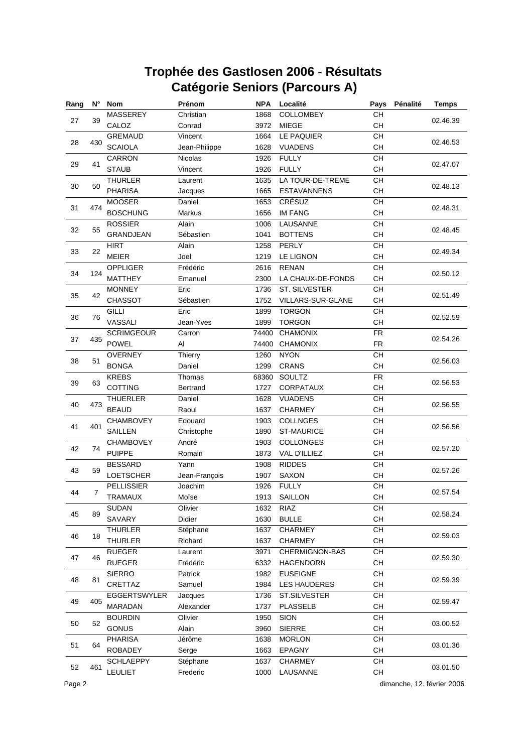# Trophée des Gastlosen 2006 - Résultats
## Catégorie Seniors (Parcours A)

| Rang | N° | Nom | Prénom | NPA | Localité | Pays | Pénalité | Temps |
|---|---|---|---|---|---|---|---|---|
| 27 | 39 | MASSEREY | Christian | 1868 | COLLOMBEY | CH | | 02.46.39 |
| | | CALOZ | Conrad | 3972 | MIEGE | CH | | |
| 28 | 430 | GREMAUD | Vincent | 1664 | LE PAQUIER | CH | | 02.46.53 |
| | | SCAIOLA | Jean-Philippe | 1628 | VUADENS | CH | | |
| 29 | 41 | CARRON | Nicolas | 1926 | FULLY | CH | | 02.47.07 |
| | | STAUB | Vincent | 1926 | FULLY | CH | | |
| 30 | 50 | THURLER | Laurent | 1635 | LA TOUR-DE-TREME | CH | | 02.48.13 |
| | | PHARISA | Jacques | 1665 | ESTAVANNENS | CH | | |
| 31 | 474 | MOOSER | Daniel | 1653 | CRÉSUZ | CH | | 02.48.31 |
| | | BOSCHUNG | Markus | 1656 | IM FANG | CH | | |
| 32 | 55 | ROSSIER | Alain | 1006 | LAUSANNE | CH | | 02.48.45 |
| | | GRANDJEAN | Sébastien | 1041 | BOTTENS | CH | | |
| 33 | 22 | HIRT | Alain | 1258 | PERLY | CH | | 02.49.34 |
| | | MEIER | Joel | 1219 | LE LIGNON | CH | | |
| 34 | 124 | OPPLIGER | Frédéric | 2616 | RENAN | CH | | 02.50.12 |
| | | MATTHEY | Emanuel | 2300 | LA CHAUX-DE-FONDS | CH | | |
| 35 | 42 | MONNEY | Eric | 1736 | ST. SILVESTER | CH | | 02.51.49 |
| | | CHASSOT | Sébastien | 1752 | VILLARS-SUR-GLANE | CH | | |
| 36 | 76 | GILLI | Eric | 1899 | TORGON | CH | | 02.52.59 |
| | | VASSALI | Jean-Yves | 1899 | TORGON | CH | | |
| 37 | 435 | SCRIMGEOUR | Carron | 74400 | CHAMONIX | FR | | 02.54.26 |
| | | POWEL | Al | 74400 | CHAMONIX | FR | | |
| 38 | 51 | OVERNEY | Thierry | 1260 | NYON | CH | | 02.56.03 |
| | | BONGA | Daniel | 1299 | CRANS | CH | | |
| 39 | 63 | KREBS | Thomas | 68360 | SOULTZ | FR | | 02.56.53 |
| | | COTTING | Bertrand | 1727 | CORPATAUX | CH | | |
| 40 | 473 | THUERLER | Daniel | 1628 | VUADENS | CH | | 02.56.55 |
| | | BEAUD | Raoul | 1637 | CHARMEY | CH | | |
| 41 | 401 | CHAMBOVEY | Edouard | 1903 | COLLNGES | CH | | 02.56.56 |
| | | SAILLEN | Christophe | 1890 | ST-MAURICE | CH | | |
| 42 | 74 | CHAMBOVEY | André | 1903 | COLLONGES | CH | | 02.57.20 |
| | | PUIPPE | Romain | 1873 | VAL D'ILLIEZ | CH | | |
| 43 | 59 | BESSARD | Yann | 1908 | RIDDES | CH | | 02.57.26 |
| | | LOETSCHER | Jean-François | 1907 | SAXON | CH | | |
| 44 | 7 | PELLISSIER | Joachim | 1926 | FULLY | CH | | 02.57.54 |
| | | TRAMAUX | Moïse | 1913 | SAILLON | CH | | |
| 45 | 89 | SUDAN | Olivier | 1632 | RIAZ | CH | | 02.58.24 |
| | | SAVARY | Didier | 1630 | BULLE | CH | | |
| 46 | 18 | THURLER | Stéphane | 1637 | CHARMEY | CH | | 02.59.03 |
| | | THURLER | Richard | 1637 | CHARMEY | CH | | |
| 47 | 46 | RUEGER | Laurent | 3971 | CHERMIGNON-BAS | CH | | 02.59.30 |
| | | RUEGER | Frédéric | 6332 | HAGENDORN | CH | | |
| 48 | 81 | SIERRO | Patrick | 1982 | EUSEIGNE | CH | | 02.59.39 |
| | | CRETTAZ | Samuel | 1984 | LES HAUDERES | CH | | |
| 49 | 405 | EGGERTSWYLER | Jacques | 1736 | ST.SILVESTER | CH | | 02.59.47 |
| | | MARADAN | Alexander | 1737 | PLASSELB | CH | | |
| 50 | 52 | BOURDIN | Olivier | 1950 | SION | CH | | 03.00.52 |
| | | GONUS | Alain | 3960 | SIERRE | CH | | |
| 51 | 64 | PHARISA | Jérôme | 1638 | MORLON | CH | | 03.01.36 |
| | | ROBADEY | Serge | 1663 | EPAGNY | CH | | |
| 52 | 461 | SCHLAEPPY | Stéphane | 1637 | CHARMEY | CH | | 03.01.50 |
| | | LEULIET | Frederic | 1000 | LAUSANNE | CH | | |

dimanche, 12. février 2006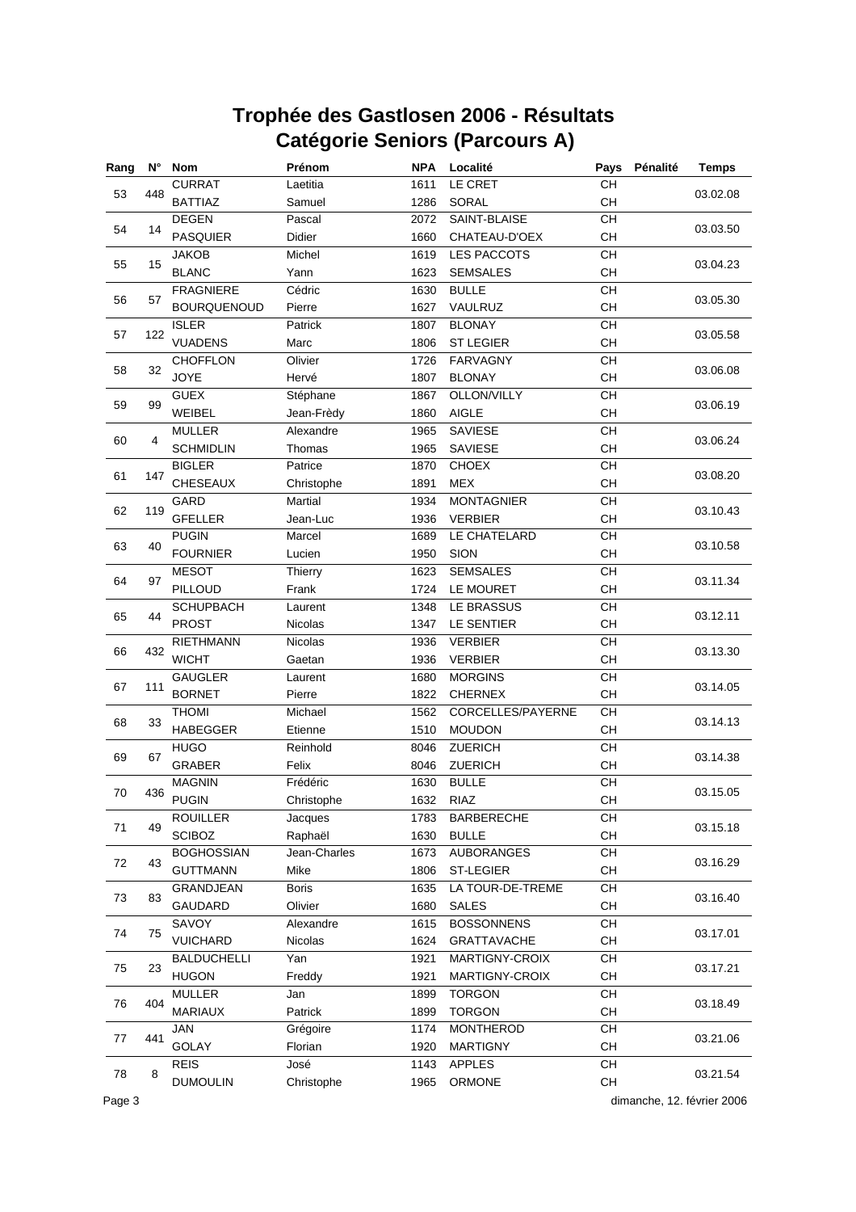# Trophée des Gastlosen 2006 - Résultats
## Catégorie Seniors (Parcours A)

| Rang | N° | Nom | Prénom | NPA | Localité | Pays | Pénalité | Temps |
|---|---|---|---|---|---|---|---|---|
| 53 | 448 | CURRAT | Laetitia | 1611 | LE CRET | CH | | 03.02.08 |
| | | BATTIAZ | Samuel | 1286 | SORAL | CH | | |
| 54 | 14 | DEGEN | Pascal | 2072 | SAINT-BLAISE | CH | | 03.03.50 |
| | | PASQUIER | Didier | 1660 | CHATEAU-D'OEX | CH | | |
| 55 | 15 | JAKOB | Michel | 1619 | LES PACCOTS | CH | | 03.04.23 |
| | | BLANC | Yann | 1623 | SEMSALES | CH | | |
| 56 | 57 | FRAGNIERE | Cédric | 1630 | BULLE | CH | | 03.05.30 |
| | | BOURQUENOUD | Pierre | 1627 | VAULRUZ | CH | | |
| 57 | 122 | ISLER | Patrick | 1807 | BLONAY | CH | | 03.05.58 |
| | | VUADENS | Marc | 1806 | ST LEGIER | CH | | |
| 58 | 32 | CHOFFLON | Olivier | 1726 | FARVAGNY | CH | | 03.06.08 |
| | | JOYE | Hervé | 1807 | BLONAY | CH | | |
| 59 | 99 | GUEX | Stéphane | 1867 | OLLON/VILLY | CH | | 03.06.19 |
| | | WEIBEL | Jean-Frèdy | 1860 | AIGLE | CH | | |
| 60 | 4 | MULLER | Alexandre | 1965 | SAVIESE | CH | | 03.06.24 |
| | | SCHMIDLIN | Thomas | 1965 | SAVIESE | CH | | |
| 61 | 147 | BIGLER | Patrice | 1870 | CHOEX | CH | | 03.08.20 |
| | | CHESEAUX | Christophe | 1891 | MEX | CH | | |
| 62 | 119 | GARD | Martial | 1934 | MONTAGNIER | CH | | 03.10.43 |
| | | GFELLER | Jean-Luc | 1936 | VERBIER | CH | | |
| 63 | 40 | PUGIN | Marcel | 1689 | LE CHATELARD | CH | | 03.10.58 |
| | | FOURNIER | Lucien | 1950 | SION | CH | | |
| 64 | 97 | MESOT | Thierry | 1623 | SEMSALES | CH | | 03.11.34 |
| | | PILLOUD | Frank | 1724 | LE MOURET | CH | | |
| 65 | 44 | SCHUPBACH | Laurent | 1348 | LE BRASSUS | CH | | 03.12.11 |
| | | PROST | Nicolas | 1347 | LE SENTIER | CH | | |
| 66 | 432 | RIETHMANN | Nicolas | 1936 | VERBIER | CH | | 03.13.30 |
| | | WICHT | Gaetan | 1936 | VERBIER | CH | | |
| 67 | 111 | GAUGLER | Laurent | 1680 | MORGINS | CH | | 03.14.05 |
| | | BORNET | Pierre | 1822 | CHERNEX | CH | | |
| 68 | 33 | THOMI | Michael | 1562 | CORCELLES/PAYERNE | CH | | 03.14.13 |
| | | HABEGGER | Etienne | 1510 | MOUDON | CH | | |
| 69 | 67 | HUGO | Reinhold | 8046 | ZUERICH | CH | | 03.14.38 |
| | | GRABER | Felix | 8046 | ZUERICH | CH | | |
| 70 | 436 | MAGNIN | Frédéric | 1630 | BULLE | CH | | 03.15.05 |
| | | PUGIN | Christophe | 1632 | RIAZ | CH | | |
| 71 | 49 | ROUILLER | Jacques | 1783 | BARBERECHE | CH | | 03.15.18 |
| | | SCIBOZ | Raphaël | 1630 | BULLE | CH | | |
| 72 | 43 | BOGHOSSIAN | Jean-Charles | 1673 | AUBORANGES | CH | | 03.16.29 |
| | | GUTTMANN | Mike | 1806 | ST-LEGIER | CH | | |
| 73 | 83 | GRANDJEAN | Boris | 1635 | LA TOUR-DE-TREME | CH | | 03.16.40 |
| | | GAUDARD | Olivier | 1680 | SALES | CH | | |
| 74 | 75 | SAVOY | Alexandre | 1615 | BOSSONNENS | CH | | 03.17.01 |
| | | VUICHARD | Nicolas | 1624 | GRATTAVACHE | CH | | |
| 75 | 23 | BALDUCHELLI | Yan | 1921 | MARTIGNY-CROIX | CH | | 03.17.21 |
| | | HUGON | Freddy | 1921 | MARTIGNY-CROIX | CH | | |
| 76 | 404 | MULLER | Jan | 1899 | TORGON | CH | | 03.18.49 |
| | | MARIAUX | Patrick | 1899 | TORGON | CH | | |
| 77 | 441 | JAN | Grégoire | 1174 | MONTHEROD | CH | | 03.21.06 |
| | | GOLAY | Florian | 1920 | MARTIGNY | CH | | |
| 78 | 8 | REIS | José | 1143 | APPLES | CH | | 03.21.54 |
| | | DUMOULIN | Christophe | 1965 | ORMONE | CH | | |

dimanche, 12. février 2006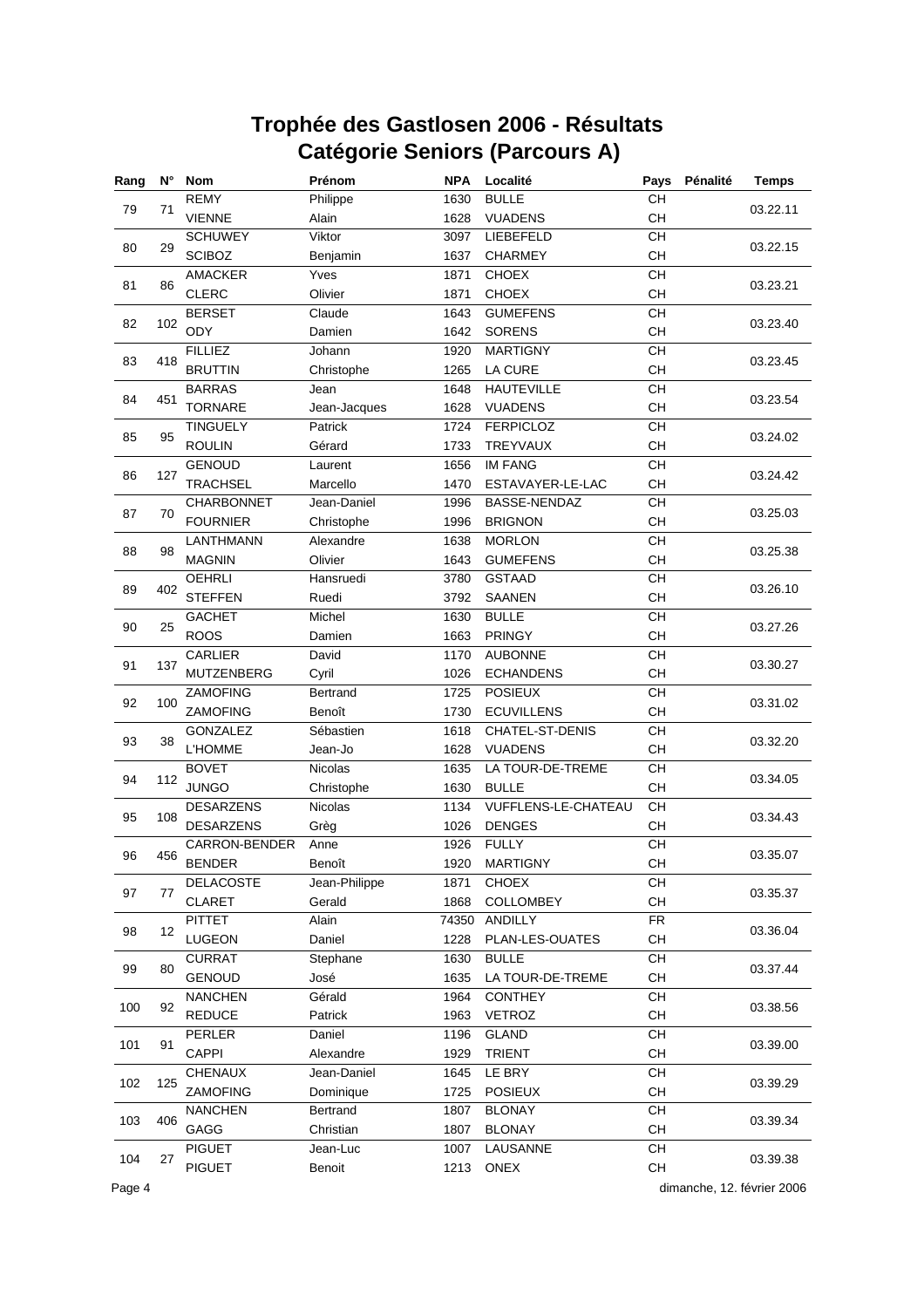# Trophée des Gastlosen 2006 - Résultats
## Catégorie Seniors (Parcours A)

| Rang | N° | Nom | Prénom | NPA | Localité | Pays | Pénalité | Temps |
|---|---|---|---|---|---|---|---|---|
| 79 | 71 | REMY | Philippe | 1630 | BULLE | CH | | 03.22.11 |
| | | VIENNE | Alain | 1628 | VUADENS | CH | | |
| 80 | 29 | SCHUWEY | Viktor | 3097 | LIEBEFELD | CH | | 03.22.15 |
| | | SCIBOZ | Benjamin | 1637 | CHARMEY | CH | | |
| 81 | 86 | AMACKER | Yves | 1871 | CHOEX | CH | | 03.23.21 |
| | | CLERC | Olivier | 1871 | CHOEX | CH | | |
| 82 | 102 | BERSET | Claude | 1643 | GUMEFENS | CH | | 03.23.40 |
| | | ODY | Damien | 1642 | SORENS | CH | | |
| 83 | 418 | FILLIEZ | Johann | 1920 | MARTIGNY | CH | | 03.23.45 |
| | | BRUTTIN | Christophe | 1265 | LA CURE | CH | | |
| 84 | 451 | BARRAS | Jean | 1648 | HAUTEVILLE | CH | | 03.23.54 |
| | | TORNARE | Jean-Jacques | 1628 | VUADENS | CH | | |
| 85 | 95 | TINGUELY | Patrick | 1724 | FERPICLOZ | CH | | 03.24.02 |
| | | ROULIN | Gérard | 1733 | TREYVAUX | CH | | |
| 86 | 127 | GENOUD | Laurent | 1656 | IM FANG | CH | | 03.24.42 |
| | | TRACHSEL | Marcello | 1470 | ESTAVAYER-LE-LAC | CH | | |
| 87 | 70 | CHARBONNET | Jean-Daniel | 1996 | BASSE-NENDAZ | CH | | 03.25.03 |
| | | FOURNIER | Christophe | 1996 | BRIGNON | CH | | |
| 88 | 98 | LANTHMANN | Alexandre | 1638 | MORLON | CH | | 03.25.38 |
| | | MAGNIN | Olivier | 1643 | GUMEFENS | CH | | |
| 89 | 402 | OEHRLI | Hansruedi | 3780 | GSTAAD | CH | | 03.26.10 |
| | | STEFFEN | Ruedi | 3792 | SAANEN | CH | | |
| 90 | 25 | GACHET | Michel | 1630 | BULLE | CH | | 03.27.26 |
| | | ROOS | Damien | 1663 | PRINGY | CH | | |
| 91 | 137 | CARLIER | David | 1170 | AUBONNE | CH | | 03.30.27 |
| | | MUTZENBERG | Cyril | 1026 | ECHANDENS | CH | | |
| 92 | 100 | ZAMOFING | Bertrand | 1725 | POSIEUX | CH | | 03.31.02 |
| | | ZAMOFING | Benoît | 1730 | ECUVILLENS | CH | | |
| 93 | 38 | GONZALEZ | Sébastien | 1618 | CHATEL-ST-DENIS | CH | | 03.32.20 |
| | | L'HOMME | Jean-Jo | 1628 | VUADENS | CH | | |
| 94 | 112 | BOVET | Nicolas | 1635 | LA TOUR-DE-TREME | CH | | 03.34.05 |
| | | JUNGO | Christophe | 1630 | BULLE | CH | | |
| 95 | 108 | DESARZENS | Nicolas | 1134 | VUFFLENS-LE-CHATEAU | CH | | 03.34.43 |
| | | DESARZENS | Grèg | 1026 | DENGES | CH | | |
| 96 | 456 | CARRON-BENDER | Anne | 1926 | FULLY | CH | | 03.35.07 |
| | | BENDER | Benoît | 1920 | MARTIGNY | CH | | |
| 97 | 77 | DELACOSTE | Jean-Philippe | 1871 | CHOEX | CH | | 03.35.37 |
| | | CLARET | Gerald | 1868 | COLLOMBEY | CH | | |
| 98 | 12 | PITTET | Alain | 74350 | ANDILLY | FR | | 03.36.04 |
| | | LUGEON | Daniel | 1228 | PLAN-LES-OUATES | CH | | |
| 99 | 80 | CURRAT | Stephane | 1630 | BULLE | CH | | 03.37.44 |
| | | GENOUD | José | 1635 | LA TOUR-DE-TREME | CH | | |
| 100 | 92 | NANCHEN | Gérald | 1964 | CONTHEY | CH | | 03.38.56 |
| | | REDUCE | Patrick | 1963 | VETROZ | CH | | |
| 101 | 91 | PERLER | Daniel | 1196 | GLAND | CH | | 03.39.00 |
| | | CAPPI | Alexandre | 1929 | TRIENT | CH | | |
| 102 | 125 | CHENAUX | Jean-Daniel | 1645 | LE BRY | CH | | 03.39.29 |
| | | ZAMOFING | Dominique | 1725 | POSIEUX | CH | | |
| 103 | 406 | NANCHEN | Bertrand | 1807 | BLONAY | CH | | 03.39.34 |
| | | GAGG | Christian | 1807 | BLONAY | CH | | |
| 104 | 27 | PIGUET | Jean-Luc | 1007 | LAUSANNE | CH | | 03.39.38 |
| | | PIGUET | Benoit | 1213 | ONEX | CH | | |

dimanche, 12. février 2006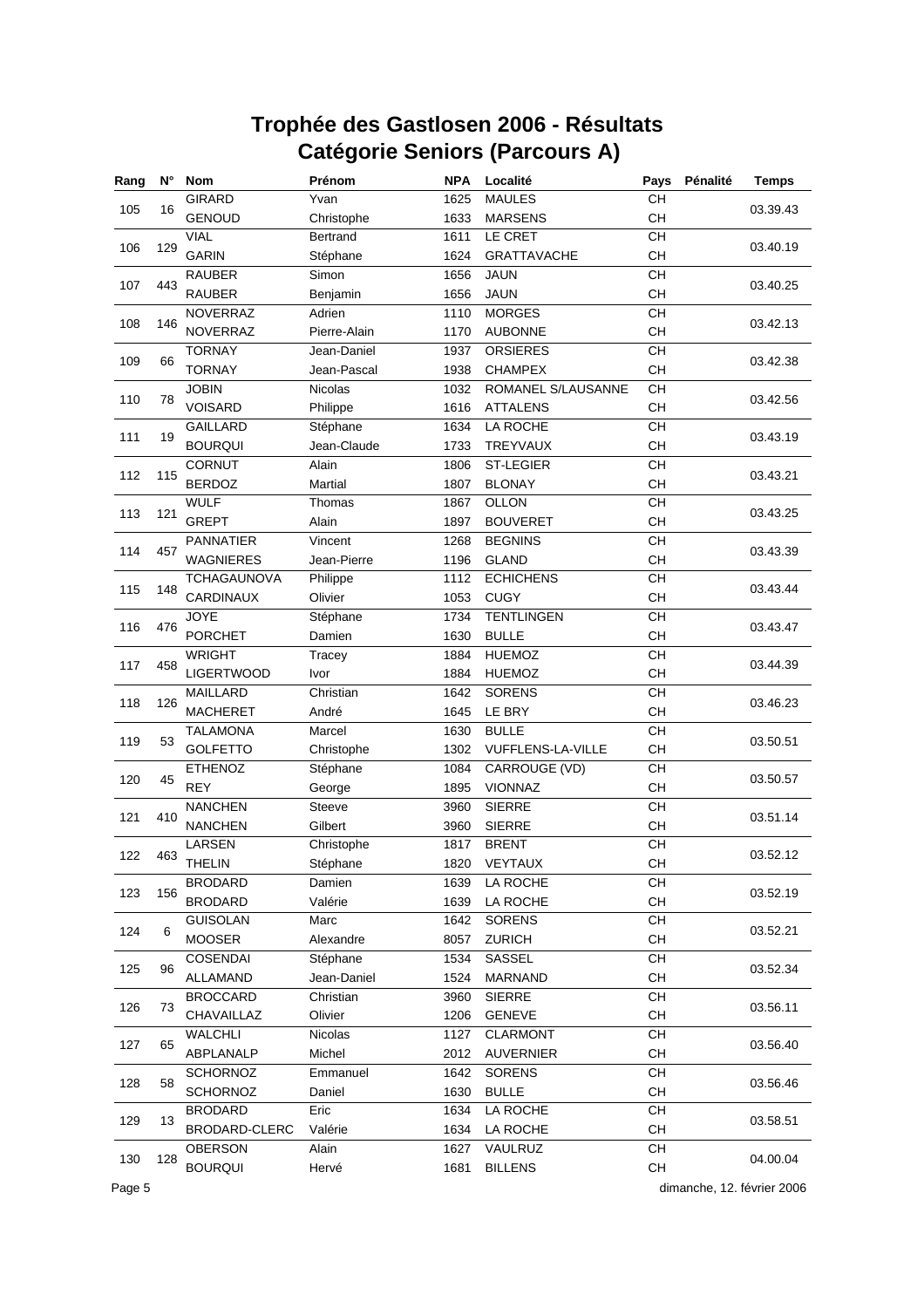# Trophée des Gastlosen 2006 - Résultats
## Catégorie Seniors (Parcours A)

| Rang | N° | Nom | Prénom | NPA | Localité | Pays | Pénalité | Temps |
|---|---|---|---|---|---|---|---|---|
| 105 | 16 | GIRARD | Yvan | 1625 | MAULES | CH | | 03.39.43 |
| | | GENOUD | Christophe | 1633 | MARSENS | CH | | |
| 106 | 129 | VIAL | Bertrand | 1611 | LE CRET | CH | | 03.40.19 |
| | | GARIN | Stéphane | 1624 | GRATTAVACHE | CH | | |
| 107 | 443 | RAUBER | Simon | 1656 | JAUN | CH | | 03.40.25 |
| | | RAUBER | Benjamin | 1656 | JAUN | CH | | |
| 108 | 146 | NOVERRAZ | Adrien | 1110 | MORGES | CH | | 03.42.13 |
| | | NOVERRAZ | Pierre-Alain | 1170 | AUBONNE | CH | | |
| 109 | 66 | TORNAY | Jean-Daniel | 1937 | ORSIERES | CH | | 03.42.38 |
| | | TORNAY | Jean-Pascal | 1938 | CHAMPEX | CH | | |
| 110 | 78 | JOBIN | Nicolas | 1032 | ROMANEL S/LAUSANNE | CH | | 03.42.56 |
| | | VOISARD | Philippe | 1616 | ATTALENS | CH | | |
| 111 | 19 | GAILLARD | Stéphane | 1634 | LA ROCHE | CH | | 03.43.19 |
| | | BOURQUI | Jean-Claude | 1733 | TREYVAUX | CH | | |
| 112 | 115 | CORNUT | Alain | 1806 | ST-LEGIER | CH | | 03.43.21 |
| | | BERDOZ | Martial | 1807 | BLONAY | CH | | |
| 113 | 121 | WULF | Thomas | 1867 | OLLON | CH | | 03.43.25 |
| | | GREPT | Alain | 1897 | BOUVERET | CH | | |
| 114 | 457 | PANNATIER | Vincent | 1268 | BEGNINS | CH | | 03.43.39 |
| | | WAGNIERES | Jean-Pierre | 1196 | GLAND | CH | | |
| 115 | 148 | TCHAGAUNOVA | Philippe | 1112 | ECHICHENS | CH | | 03.43.44 |
| | | CARDINAUX | Olivier | 1053 | CUGY | CH | | |
| 116 | 476 | JOYE | Stéphane | 1734 | TENTLINGEN | CH | | 03.43.47 |
| | | PORCHET | Damien | 1630 | BULLE | CH | | |
| 117 | 458 | WRIGHT | Tracey | 1884 | HUEMOZ | CH | | 03.44.39 |
| | | LIGERTWOOD | Ivor | 1884 | HUEMOZ | CH | | |
| 118 | 126 | MAILLARD | Christian | 1642 | SORENS | CH | | 03.46.23 |
| | | MACHERET | André | 1645 | LE BRY | CH | | |
| 119 | 53 | TALAMONA | Marcel | 1630 | BULLE | CH | | 03.50.51 |
| | | GOLFETTO | Christophe | 1302 | VUFFLENS-LA-VILLE | CH | | |
| 120 | 45 | ETHENOZ | Stéphane | 1084 | CARROUGE (VD) | CH | | 03.50.57 |
| | | REY | George | 1895 | VIONNAZ | CH | | |
| 121 | 410 | NANCHEN | Steeve | 3960 | SIERRE | CH | | 03.51.14 |
| | | NANCHEN | Gilbert | 3960 | SIERRE | CH | | |
| 122 | 463 | LARSEN | Christophe | 1817 | BRENT | CH | | 03.52.12 |
| | | THELIN | Stéphane | 1820 | VEYTAUX | CH | | |
| 123 | 156 | BRODARD | Damien | 1639 | LA ROCHE | CH | | 03.52.19 |
| | | BRODARD | Valérie | 1639 | LA ROCHE | CH | | |
| 124 | 6 | GUISOLAN | Marc | 1642 | SORENS | CH | | 03.52.21 |
| | | MOOSER | Alexandre | 8057 | ZURICH | CH | | |
| 125 | 96 | COSENDAI | Stéphane | 1534 | SASSEL | CH | | 03.52.34 |
| | | ALLAMAND | Jean-Daniel | 1524 | MARNAND | CH | | |
| 126 | 73 | BROCCARD | Christian | 3960 | SIERRE | CH | | 03.56.11 |
| | | CHAVAILLAZ | Olivier | 1206 | GENEVE | CH | | |
| 127 | 65 | WALCHLI | Nicolas | 1127 | CLARMONT | CH | | 03.56.40 |
| | | ABPLANALP | Michel | 2012 | AUVERNIER | CH | | |
| 128 | 58 | SCHORNOZ | Emmanuel | 1642 | SORENS | CH | | 03.56.46 |
| | | SCHORNOZ | Daniel | 1630 | BULLE | CH | | |
| 129 | 13 | BRODARD | Eric | 1634 | LA ROCHE | CH | | 03.58.51 |
| | | BRODARD-CLERC | Valérie | 1634 | LA ROCHE | CH | | |
| 130 | 128 | OBERSON | Alain | 1627 | VAULRUZ | CH | | 04.00.04 |
| | | BOURQUI | Hervé | 1681 | BILLENS | CH | | |

dimanche, 12. février 2006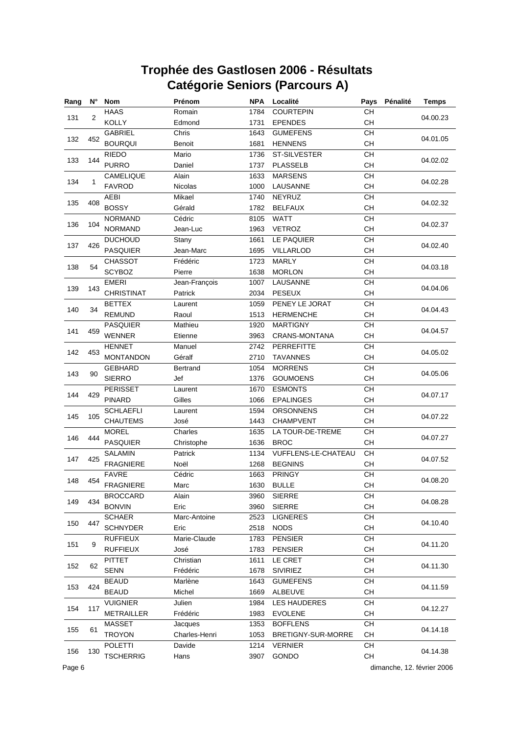# Trophée des Gastlosen 2006 - Résultats
## Catégorie Seniors (Parcours A)

| Rang | N° | Nom | Prénom | NPA | Localité | Pays | Pénalité | Temps |
|---|---|---|---|---|---|---|---|---|
| 131 | 2 | HAAS | Romain | 1784 | COURTEPIN | CH | | 04.00.23 |
| | | KOLLY | Edmond | 1731 | EPENDES | CH | | |
| 132 | 452 | GABRIEL | Chris | 1643 | GUMEFENS | CH | | 04.01.05 |
| | | BOURQUI | Benoit | 1681 | HENNENS | CH | | |
| 133 | 144 | RIEDO | Mario | 1736 | ST-SILVESTER | CH | | 04.02.02 |
| | | PURRO | Daniel | 1737 | PLASSELB | CH | | |
| 134 | 1 | CAMELIQUE | Alain | 1633 | MARSENS | CH | | 04.02.28 |
| | | FAVROD | Nicolas | 1000 | LAUSANNE | CH | | |
| 135 | 408 | AEBI | Mikael | 1740 | NEYRUZ | CH | | 04.02.32 |
| | | BOSSY | Gérald | 1782 | BELFAUX | CH | | |
| 136 | 104 | NORMAND | Cédric | 8105 | WATT | CH | | 04.02.37 |
| | | NORMAND | Jean-Luc | 1963 | VETROZ | CH | | |
| 137 | 426 | DUCHOUD | Stany | 1661 | LE PAQUIER | CH | | 04.02.40 |
| | | PASQUIER | Jean-Marc | 1695 | VILLARLOD | CH | | |
| 138 | 54 | CHASSOT | Frédéric | 1723 | MARLY | CH | | 04.03.18 |
| | | SCYBOZ | Pierre | 1638 | MORLON | CH | | |
| 139 | 143 | EMERI | Jean-François | 1007 | LAUSANNE | CH | | 04.04.06 |
| | | CHRISTINAT | Patrick | 2034 | PESEUX | CH | | |
| 140 | 34 | BETTEX | Laurent | 1059 | PENEY LE JORAT | CH | | 04.04.43 |
| | | REMUND | Raoul | 1513 | HERMENCHE | CH | | |
| 141 | 459 | PASQUIER | Mathieu | 1920 | MARTIGNY | CH | | 04.04.57 |
| | | WENNER | Etienne | 3963 | CRANS-MONTANA | CH | | |
| 142 | 453 | HENNET | Manuel | 2742 | PERREFITTE | CH | | 04.05.02 |
| | | MONTANDON | Géralf | 2710 | TAVANNES | CH | | |
| 143 | 90 | GEBHARD | Bertrand | 1054 | MORRENS | CH | | 04.05.06 |
| | | SIERRO | Jef | 1376 | GOUMOENS | CH | | |
| 144 | 429 | PERISSET | Laurent | 1670 | ESMONTS | CH | | 04.07.17 |
| | | PINARD | Gilles | 1066 | EPALINGES | CH | | |
| 145 | 105 | SCHLAEFLI | Laurent | 1594 | ORSONNENS | CH | | 04.07.22 |
| | | CHAUTEMS | José | 1443 | CHAMPVENT | CH | | |
| 146 | 444 | MOREL | Charles | 1635 | LA TOUR-DE-TREME | CH | | 04.07.27 |
| | | PASQUIER | Christophe | 1636 | BROC | CH | | |
| 147 | 425 | SALAMIN | Patrick | 1134 | VUFFLENS-LE-CHATEAU | CH | | 04.07.52 |
| | | FRAGNIERE | Noël | 1268 | BEGNINS | CH | | |
| 148 | 454 | FAVRE | Cédric | 1663 | PRINGY | CH | | 04.08.20 |
| | | FRAGNIERE | Marc | 1630 | BULLE | CH | | |
| 149 | 434 | BROCCARD | Alain | 3960 | SIERRE | CH | | 04.08.28 |
| | | BONVIN | Eric | 3960 | SIERRE | CH | | |
| 150 | 447 | SCHAER | Marc-Antoine | 2523 | LIGNERES | CH | | 04.10.40 |
| | | SCHNYDER | Eric | 2518 | NODS | CH | | |
| 151 | 9 | RUFFIEUX | Marie-Claude | 1783 | PENSIER | CH | | 04.11.20 |
| | | RUFFIEUX | José | 1783 | PENSIER | CH | | |
| 152 | 62 | PITTET | Christian | 1611 | LE CRET | CH | | 04.11.30 |
| | | SENN | Frédéric | 1678 | SIVIRIEZ | CH | | |
| 153 | 424 | BEAUD | Marlène | 1643 | GUMEFENS | CH | | 04.11.59 |
| | | BEAUD | Michel | 1669 | ALBEUVE | CH | | |
| 154 | 117 | VUIGNIER | Julien | 1984 | LES HAUDERES | CH | | 04.12.27 |
| | | METRAILLER | Frédéric | 1983 | EVOLENE | CH | | |
| 155 | 61 | MASSET | Jacques | 1353 | BOFFLENS | CH | | 04.14.18 |
| | | TROYON | Charles-Henri | 1053 | BRETIGNY-SUR-MORRE | CH | | |
| 156 | 130 | POLETTI | Davide | 1214 | VERNIER | CH | | 04.14.38 |
| | | TSCHERRIG | Hans | 3907 | GONDO | CH | | |

dimanche, 12. février 2006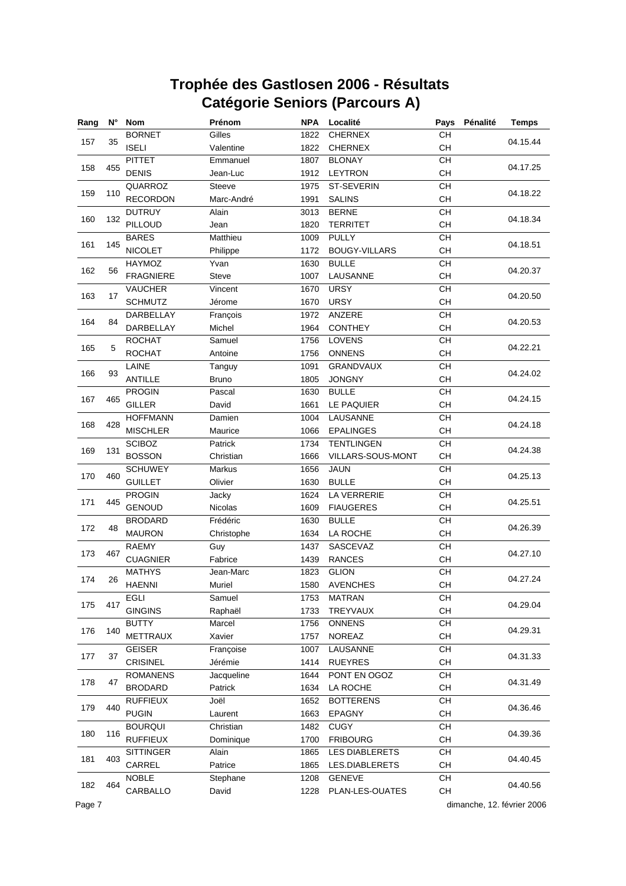# Trophée des Gastlosen 2006 - Résultats
# Catégorie Seniors (Parcours A)

| Rang | N° | Nom | Prénom | NPA | Localité | Pays | Pénalité | Temps |
|---|---|---|---|---|---|---|---|---|
| 157 | 35 | BORNET | Gilles | 1822 | CHERNEX | CH | | 04.15.44 |
| | | ISELI | Valentine | 1822 | CHERNEX | CH | | |
| 158 | 455 | PITTET | Emmanuel | 1807 | BLONAY | CH | | 04.17.25 |
| | | DENIS | Jean-Luc | 1912 | LEYTRON | CH | | |
| 159 | 110 | QUARROZ | Steeve | 1975 | ST-SEVERIN | CH | | 04.18.22 |
| | | RECORDON | Marc-André | 1991 | SALINS | CH | | |
| 160 | 132 | DUTRUY | Alain | 3013 | BERNE | CH | | 04.18.34 |
| | | PILLOUD | Jean | 1820 | TERRITET | CH | | |
| 161 | 145 | BARES | Matthieu | 1009 | PULLY | CH | | 04.18.51 |
| | | NICOLET | Philippe | 1172 | BOUGY-VILLARS | CH | | |
| 162 | 56 | HAYMOZ | Yvan | 1630 | BULLE | CH | | 04.20.37 |
| | | FRAGNIERE | Steve | 1007 | LAUSANNE | CH | | |
| 163 | 17 | VAUCHER | Vincent | 1670 | URSY | CH | | 04.20.50 |
| | | SCHMUTZ | Jérome | 1670 | URSY | CH | | |
| 164 | 84 | DARBELLAY | François | 1972 | ANZERE | CH | | 04.20.53 |
| | | DARBELLAY | Michel | 1964 | CONTHEY | CH | | |
| 165 | 5 | ROCHAT | Samuel | 1756 | LOVENS | CH | | 04.22.21 |
| | | ROCHAT | Antoine | 1756 | ONNENS | CH | | |
| 166 | 93 | LAINE | Tanguy | 1091 | GRANDVAUX | CH | | 04.24.02 |
| | | ANTILLE | Bruno | 1805 | JONGNY | CH | | |
| 167 | 465 | PROGIN | Pascal | 1630 | BULLE | CH | | 04.24.15 |
| | | GILLER | David | 1661 | LE PAQUIER | CH | | |
| 168 | 428 | HOFFMANN | Damien | 1004 | LAUSANNE | CH | | 04.24.18 |
| | | MISCHLER | Maurice | 1066 | EPALINGES | CH | | |
| 169 | 131 | SCIBOZ | Patrick | 1734 | TENTLINGEN | CH | | 04.24.38 |
| | | BOSSON | Christian | 1666 | VILLARS-SOUS-MONT | CH | | |
| 170 | 460 | SCHUWEY | Markus | 1656 | JAUN | CH | | 04.25.13 |
| | | GUILLET | Olivier | 1630 | BULLE | CH | | |
| 171 | 445 | PROGIN | Jacky | 1624 | LA VERRERIE | CH | | 04.25.51 |
| | | GENOUD | Nicolas | 1609 | FIAUGERES | CH | | |
| 172 | 48 | BRODARD | Frédéric | 1630 | BULLE | CH | | 04.26.39 |
| | | MAURON | Christophe | 1634 | LA ROCHE | CH | | |
| 173 | 467 | RAEMY | Guy | 1437 | SASCEVAZ | CH | | 04.27.10 |
| | | CUAGNIER | Fabrice | 1439 | RANCES | CH | | |
| 174 | 26 | MATHYS | Jean-Marc | 1823 | GLION | CH | | 04.27.24 |
| | | HAENNI | Muriel | 1580 | AVENCHES | CH | | |
| 175 | 417 | EGLI | Samuel | 1753 | MATRAN | CH | | 04.29.04 |
| | | GINGINS | Raphaël | 1733 | TREYVAUX | CH | | |
| 176 | 140 | BUTTY | Marcel | 1756 | ONNENS | CH | | 04.29.31 |
| | | METTRAUX | Xavier | 1757 | NOREAZ | CH | | |
| 177 | 37 | GEISER | Françoise | 1007 | LAUSANNE | CH | | 04.31.33 |
| | | CRISINEL | Jérémie | 1414 | RUEYRES | CH | | |
| 178 | 47 | ROMANENS | Jacqueline | 1644 | PONT EN OGOZ | CH | | 04.31.49 |
| | | BRODARD | Patrick | 1634 | LA ROCHE | CH | | |
| 179 | 440 | RUFFIEUX | Joël | 1652 | BOTTERENS | CH | | 04.36.46 |
| | | PUGIN | Laurent | 1663 | EPAGNY | CH | | |
| 180 | 116 | BOURQUI | Christian | 1482 | CUGY | CH | | 04.39.36 |
| | | RUFFIEUX | Dominique | 1700 | FRIBOURG | CH | | |
| 181 | 403 | SITTINGER | Alain | 1865 | LES DIABLERETS | CH | | 04.40.45 |
| | | CARREL | Patrice | 1865 | LES.DIABLERETS | CH | | |
| 182 | 464 | NOBLE | Stephane | 1208 | GENEVE | CH | | 04.40.56 |
| | | CARBALLO | David | 1228 | PLAN-LES-OUATES | CH | | |

dimanche, 12. février 2006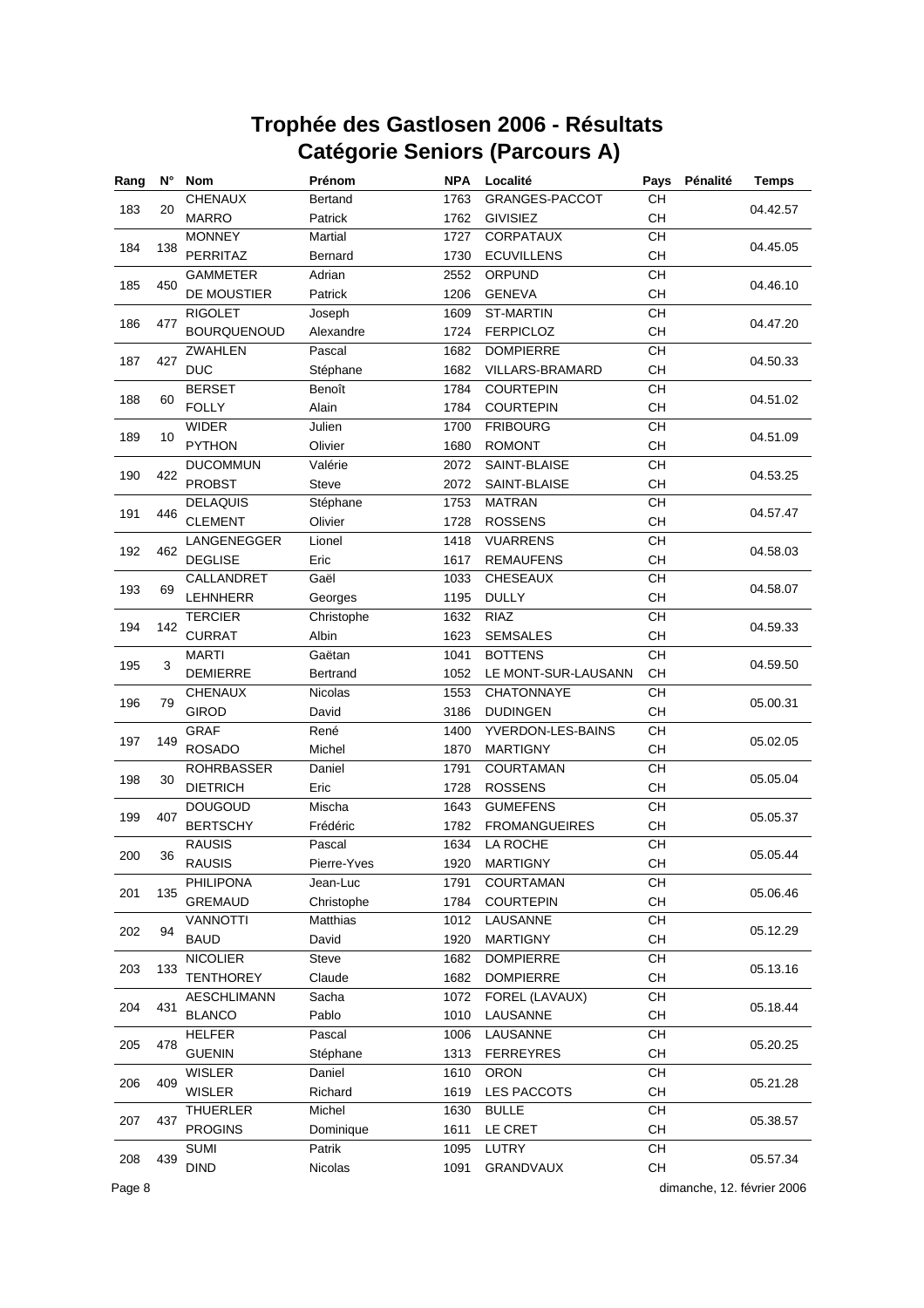# Trophée des Gastlosen 2006 - Résultats
# Catégorie Seniors (Parcours A)

| Rang | N° | Nom | Prénom | NPA | Localité | Pays | Pénalité | Temps |
|---|---|---|---|---|---|---|---|---|
| 183 | 20 | CHENAUX | Bertand | 1763 | GRANGES-PACCOT | CH | | 04.42.57 |
| | | MARRO | Patrick | 1762 | GIVISIEZ | CH | | |
| 184 | 138 | MONNEY | Martial | 1727 | CORPATAUX | CH | | 04.45.05 |
| | | PERRITAZ | Bernard | 1730 | ECUVILLENS | CH | | |
| 185 | 450 | GAMMETER | Adrian | 2552 | ORPUND | CH | | 04.46.10 |
| | | DE MOUSTIER | Patrick | 1206 | GENEVA | CH | | |
| 186 | 477 | RIGOLET | Joseph | 1609 | ST-MARTIN | CH | | 04.47.20 |
| | | BOURQUENOUD | Alexandre | 1724 | FERPICLOZ | CH | | |
| 187 | 427 | ZWAHLEN | Pascal | 1682 | DOMPIERRE | CH | | 04.50.33 |
| | | DUC | Stéphane | 1682 | VILLARS-BRAMARD | CH | | |
| 188 | 60 | BERSET | Benoît | 1784 | COURTEPIN | CH | | 04.51.02 |
| | | FOLLY | Alain | 1784 | COURTEPIN | CH | | |
| 189 | 10 | WIDER | Julien | 1700 | FRIBOURG | CH | | 04.51.09 |
| | | PYTHON | Olivier | 1680 | ROMONT | CH | | |
| 190 | 422 | DUCOMMUN | Valérie | 2072 | SAINT-BLAISE | CH | | 04.53.25 |
| | | PROBST | Steve | 2072 | SAINT-BLAISE | CH | | |
| 191 | 446 | DELAQUIS | Stéphane | 1753 | MATRAN | CH | | 04.57.47 |
| | | CLEMENT | Olivier | 1728 | ROSSENS | CH | | |
| 192 | 462 | LANGENEGGER | Lionel | 1418 | VUARRENS | CH | | 04.58.03 |
| | | DEGLISE | Eric | 1617 | REMAUFENS | CH | | |
| 193 | 69 | CALLANDRET | Gaël | 1033 | CHESEAUX | CH | | 04.58.07 |
| | | LEHNHERR | Georges | 1195 | DULLY | CH | | |
| 194 | 142 | TERCIER | Christophe | 1632 | RIAZ | CH | | 04.59.33 |
| | | CURRAT | Albin | 1623 | SEMSALES | CH | | |
| 195 | 3 | MARTI | Gaëtan | 1041 | BOTTENS | CH | | 04.59.50 |
| | | DEMIERRE | Bertrand | 1052 | LE MONT-SUR-LAUSANN | CH | | |
| 196 | 79 | CHENAUX | Nicolas | 1553 | CHATONNAYE | CH | | 05.00.31 |
| | | GIROD | David | 3186 | DUDINGEN | CH | | |
| 197 | 149 | GRAF | René | 1400 | YVERDON-LES-BAINS | CH | | 05.02.05 |
| | | ROSADO | Michel | 1870 | MARTIGNY | CH | | |
| 198 | 30 | ROHRBASSER | Daniel | 1791 | COURTAMAN | CH | | 05.05.04 |
| | | DIETRICH | Eric | 1728 | ROSSENS | CH | | |
| 199 | 407 | DOUGOUD | Mischa | 1643 | GUMEFENS | CH | | 05.05.37 |
| | | BERTSCHY | Frédéric | 1782 | FROMANGUEIRES | CH | | |
| 200 | 36 | RAUSIS | Pascal | 1634 | LA ROCHE | CH | | 05.05.44 |
| | | RAUSIS | Pierre-Yves | 1920 | MARTIGNY | CH | | |
| 201 | 135 | PHILIPONA | Jean-Luc | 1791 | COURTAMAN | CH | | 05.06.46 |
| | | GREMAUD | Christophe | 1784 | COURTEPIN | CH | | |
| 202 | 94 | VANNOTTI | Matthias | 1012 | LAUSANNE | CH | | 05.12.29 |
| | | BAUD | David | 1920 | MARTIGNY | CH | | |
| 203 | 133 | NICOLIER | Steve | 1682 | DOMPIERRE | CH | | 05.13.16 |
| | | TENTHOREY | Claude | 1682 | DOMPIERRE | CH | | |
| 204 | 431 | AESCHLIMANN | Sacha | 1072 | FOREL (LAVAUX) | CH | | 05.18.44 |
| | | BLANCO | Pablo | 1010 | LAUSANNE | CH | | |
| 205 | 478 | HELFER | Pascal | 1006 | LAUSANNE | CH | | 05.20.25 |
| | | GUENIN | Stéphane | 1313 | FERREYRES | CH | | |
| 206 | 409 | WISLER | Daniel | 1610 | ORON | CH | | 05.21.28 |
| | | WISLER | Richard | 1619 | LES PACCOTS | CH | | |
| 207 | 437 | THUERLER | Michel | 1630 | BULLE | CH | | 05.38.57 |
| | | PROGINS | Dominique | 1611 | LE CRET | CH | | |
| 208 | 439 | SUMI | Patrik | 1095 | LUTRY | CH | | 05.57.34 |
| | | DIND | Nicolas | 1091 | GRANDVAUX | CH | | |

dimanche, 12. février 2006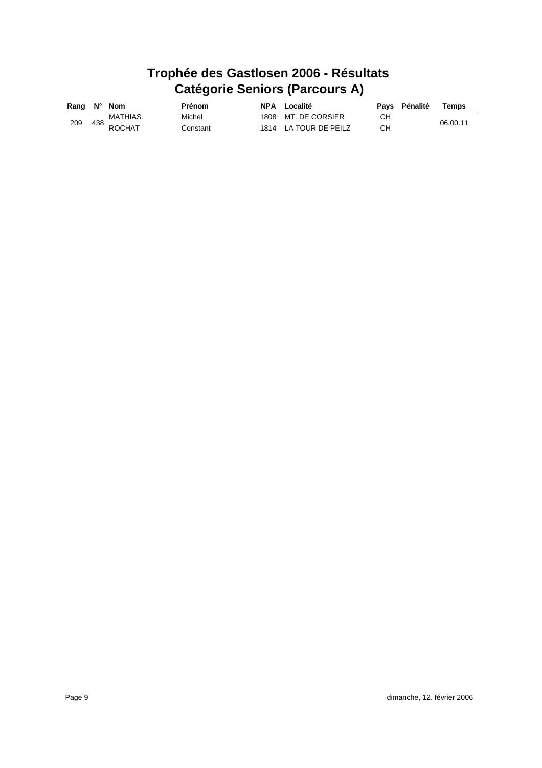# Trophée des Gastlosen 2006 - Résultats
## Catégorie Seniors (Parcours A)

| Rang | N° | Nom | Prénom | NPA | Localité | Pays | Pénalité | Temps |
|---|---|---|---|---|---|---|---|---|
| 209 | 438 | MATHIAS | Michel | 1808 | MT. DE CORSIER | CH | | 06.00.11 |
| | | ROCHAT | Constant | 1814 | LA TOUR DE PEILZ | CH | | |

dimanche, 12. février 2006